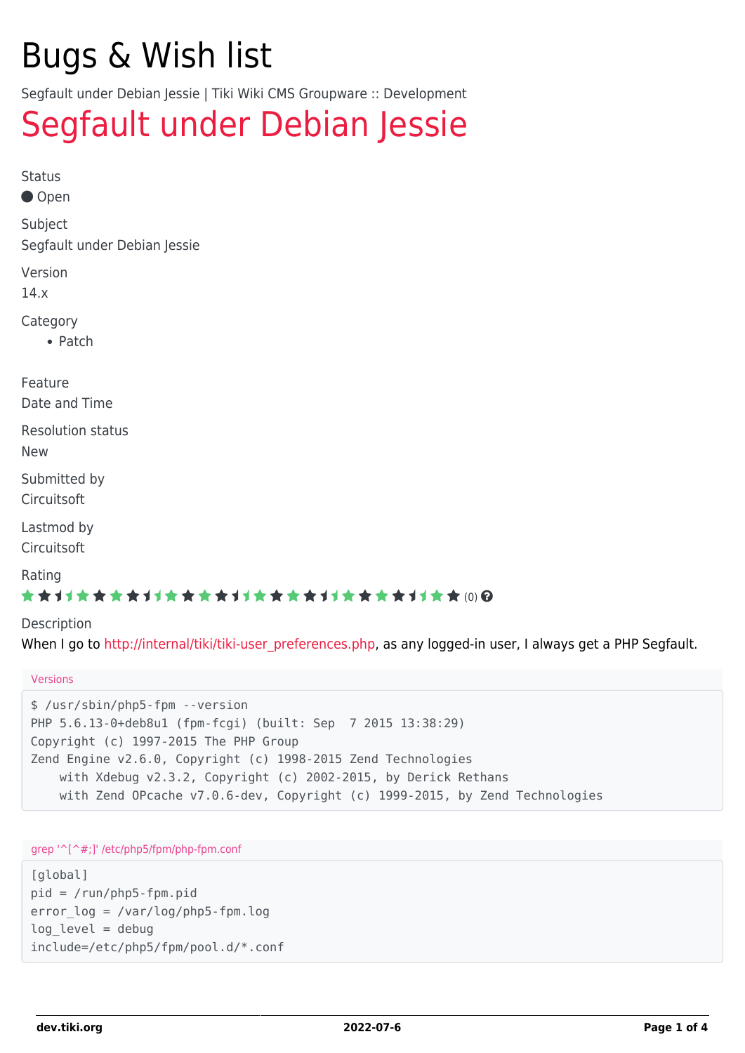# Bugs & Wish list

Segfault under Debian Jessie | Tiki Wiki CMS Groupware :: Development

## Segfault under Debian Jessie

Status

Open

Subject

Segfault under Debian Jessie

Version

14.x

Category

- Patch

Feature

Date and Time

Resolution status

New

Submitted by

Circuitsoft

Lastmod by

Circuitsoft

Rating

(0)

Description

When I go to http://internal/tiki/tiki-user_preferences.php, as any logged-in user, I always get a PHP Segfault.

Versions

```
$ /usr/sbin/php5-fpm --version
PHP 5.6.13-0+deb8u1 (fpm-fcgi) (built: Sep  7 2015 13:38:29)
Copyright (c) 1997-2015 The PHP Group
Zend Engine v2.6.0, Copyright (c) 1998-2015 Zend Technologies
    with Xdebug v2.3.2, Copyright (c) 2002-2015, by Derick Rethans
    with Zend OPcache v7.0.6-dev, Copyright (c) 1999-2015, by Zend Technologies
```

grep '^[^#;]' /etc/php5/fpm/php-fpm.conf

```
[global]
pid = /run/php5-fpm.pid
error_log = /var/log/php5-fpm.log
log_level = debug
include=/etc/php5/fpm/pool.d/*.conf
```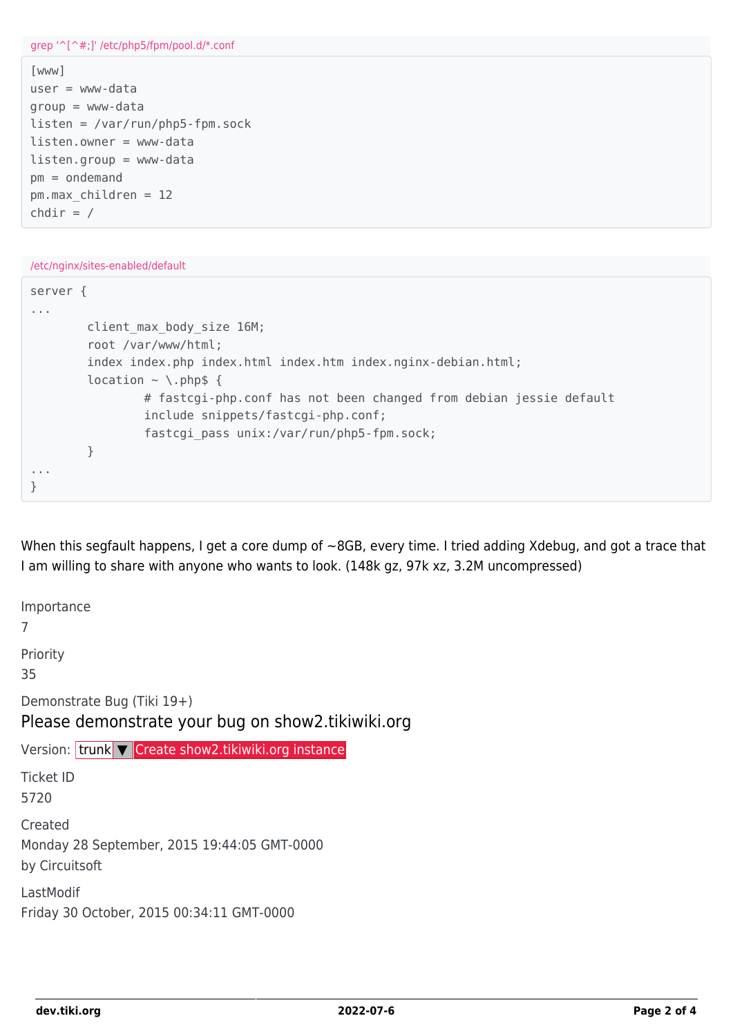grep '^[^#;]' /etc/php5/fpm/pool.d/*.conf

```
[www]
user = www-data
group = www-data
listen = /var/run/php5-fpm.sock
listen.owner = www-data
listen.group = www-data
pm = ondemand
pm.max_children = 12
chdir = /
```

/etc/nginx/sites-enabled/default

```
server {
...
        client_max_body_size 16M;
        root /var/www/html;
        index index.php index.html index.htm index.nginx-debian.html;
        location ~ \.php$ {
                # fastcgi-php.conf has not been changed from debian jessie default
                include snippets/fastcgi-php.conf;
                fastcgi_pass unix:/var/run/php5-fpm.sock;
        }
...
}
```

When this segfault happens, I get a core dump of ~8GB, every time. I tried adding Xdebug, and got a trace that I am willing to share with anyone who wants to look. (148k gz, 97k xz, 3.2M uncompressed)

Importance
7

Priority
35

Demonstrate Bug (Tiki 19+)

Please demonstrate your bug on show2.tikiwiki.org

Version: trunk ▼ Create show2.tikiwiki.org instance

Ticket ID
5720

Created
Monday 28 September, 2015 19:44:05 GMT-0000
by Circuitsoft

LastModif
Friday 30 October, 2015 00:34:11 GMT-0000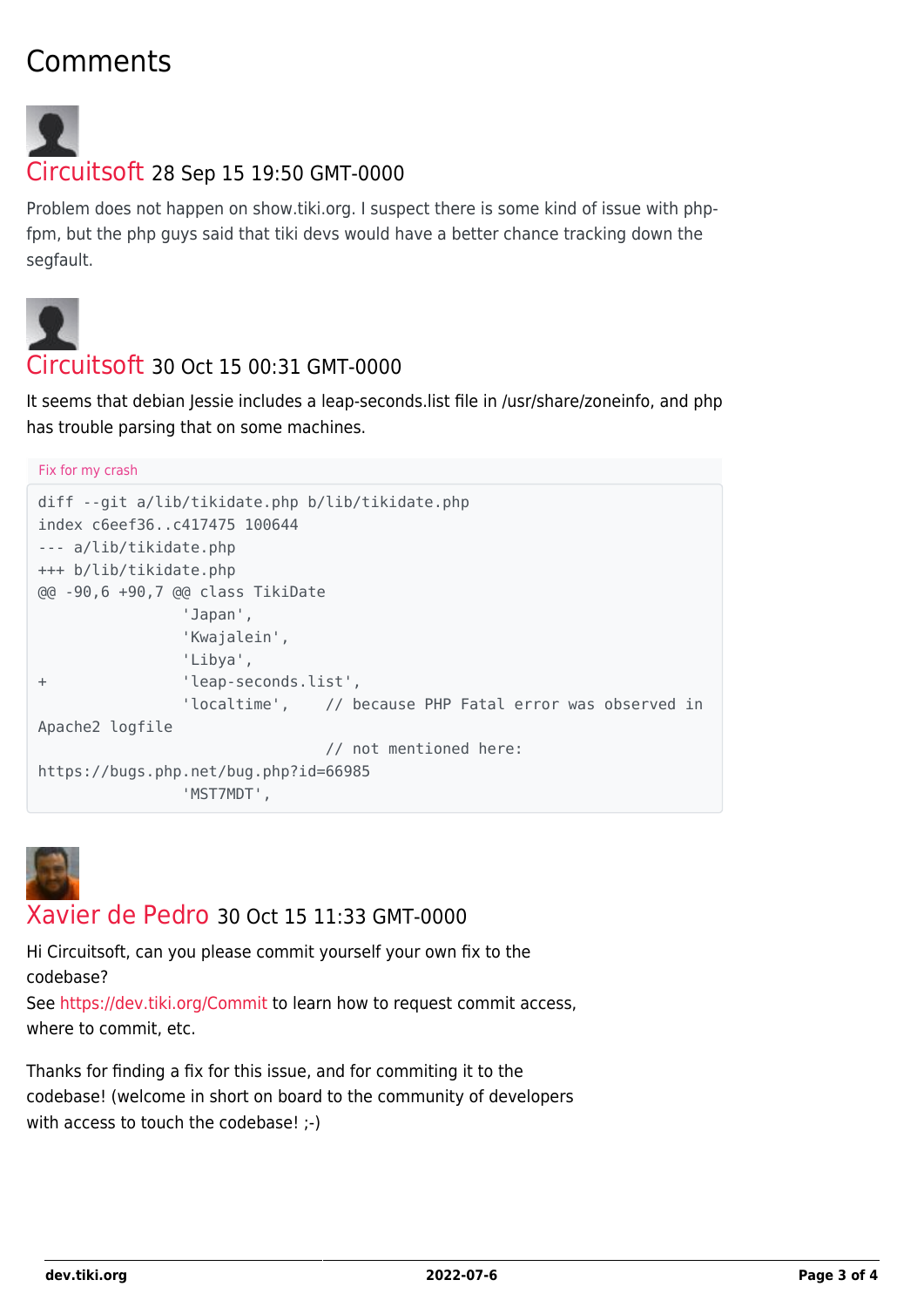# Comments

## Circuitsoft 28 Sep 15 19:50 GMT-0000

Problem does not happen on show.tiki.org. I suspect there is some kind of issue with php-fpm, but the php guys said that tiki devs would have a better chance tracking down the segfault.

## Circuitsoft 30 Oct 15 00:31 GMT-0000

It seems that debian Jessie includes a leap-seconds.list file in /usr/share/zoneinfo, and php has trouble parsing that on some machines.

Fix for my crash

```
diff --git a/lib/tikidate.php b/lib/tikidate.php
index c6eef36..c417475 100644
--- a/lib/tikidate.php
+++ b/lib/tikidate.php
@@ -90,6 +90,7 @@ class TikiDate
                'Japan',
                'Kwajalein',
                'Libya',
+               'leap-seconds.list',
                'localtime',    // because PHP Fatal error was observed in
Apache2 logfile
                                // not mentioned here:
https://bugs.php.net/bug.php?id=66985
                'MST7MDT',
```

## Xavier de Pedro 30 Oct 15 11:33 GMT-0000

Hi Circuitsoft, can you please commit yourself your own fix to the codebase?
See https://dev.tiki.org/Commit to learn how to request commit access, where to commit, etc.

Thanks for finding a fix for this issue, and for commiting it to the codebase! (welcome in short on board to the community of developers with access to touch the codebase! ;-)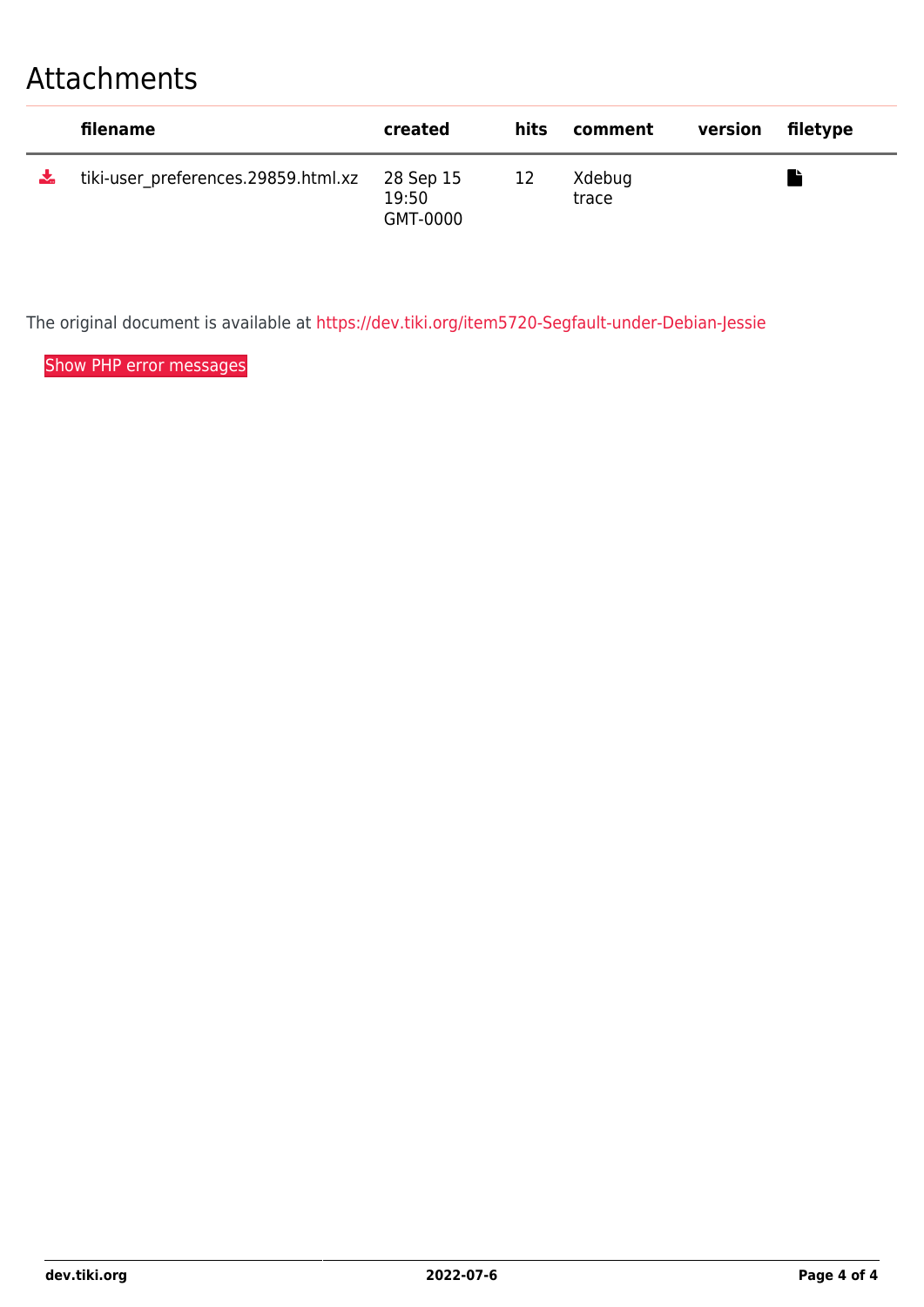## Attachments

| | filename | created | hits | comment | version | filetype |
|---|---|---|---|---|---|---|
| | tiki-user_preferences.29859.html.xz | 28 Sep 15 19:50 GMT-0000 | 12 | Xdebug trace | | |

The original document is available at https://dev.tiki.org/item5720-Segfault-under-Debian-Jessie

Show PHP error messages